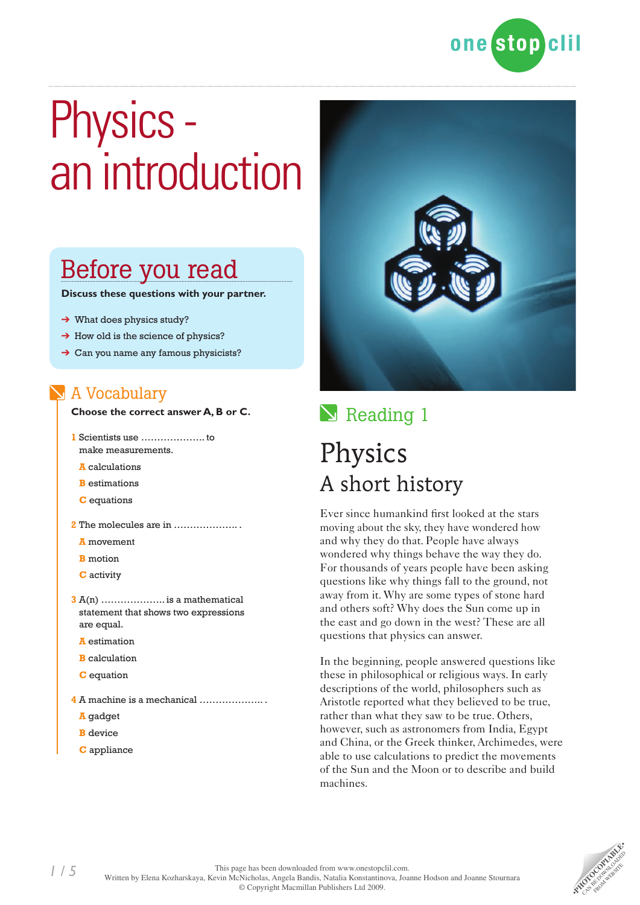# Physics - an introduction

## Before you read

**Discuss these questions with your partner.**

- What does physics study?
- How old is the science of physics?
- Can you name any famous physicists?

## A Vocabulary

**Choose the correct answer A, B or C.**

1 Scientists use .................... to make measurements.

- **A** calculations
- **B** estimations
- **C** equations

2 The molecules are in .................... .

- **A** movement
- **B** motion
- **C** activity

3 A(n) .................... is a mathematical statement that shows two expressions are equal.

- **A** estimation
- **B** calculation
- **C** equation

4 A machine is a mechanical .................... .

- **A** gadget
- **B** device
- **C** appliance

## Reading 1

# Physics

## A short history

Ever since humankind first looked at the stars moving about the sky, they have wondered how and why they do that. People have always wondered why things behave the way they do. For thousands of years people have been asking questions like why things fall to the ground, not away from it. Why are some types of stone hard and others soft? Why does the Sun come up in the east and go down in the west? These are all questions that physics can answer.

In the beginning, people answered questions like these in philosophical or religious ways. In early descriptions of the world, philosophers such as Aristotle reported what they believed to be true, rather than what they saw to be true. Others, however, such as astronomers from India, Egypt and China, or the Greek thinker, Archimedes, were able to use calculations to predict the movements of the Sun and the Moon or to describe and build machines.

This page has been downloaded from www.onestopclil.com.
Written by Elena Kozharskaya, Kevin McNicholas, Angela Bandis, Natalia Konstantinova, Joanne Hodson and Joanne Stournara
© Copyright Macmillan Publishers Ltd 2009.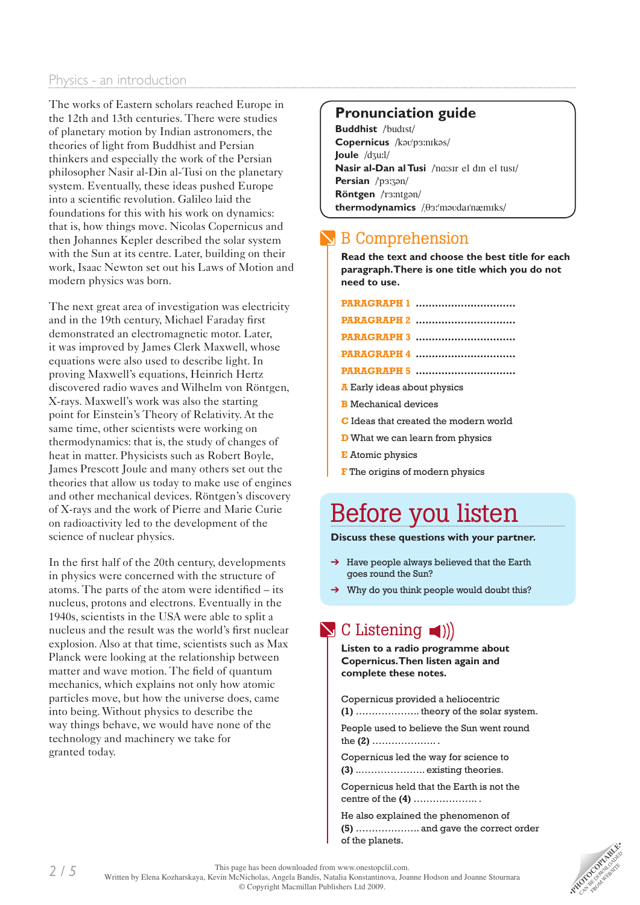## Physics - an introduction

The works of Eastern scholars reached Europe in the 12th and 13th centuries. There were studies of planetary motion by Indian astronomers, the theories of light from Buddhist and Persian thinkers and especially the work of the Persian philosopher Nasir al-Din al-Tusi on the planetary system. Eventually, these ideas pushed Europe into a scientific revolution. Galileo laid the foundations for this with his work on dynamics: that is, how things move. Nicolas Copernicus and then Johannes Kepler described the solar system with the Sun at its centre. Later, building on their work, Isaac Newton set out his Laws of Motion and modern physics was born.

The next great area of investigation was electricity and in the 19th century, Michael Faraday first demonstrated an electromagnetic motor. Later, it was improved by James Clerk Maxwell, whose equations were also used to describe light. In proving Maxwell's equations, Heinrich Hertz discovered radio waves and Wilhelm von Röntgen, X-rays. Maxwell's work was also the starting point for Einstein's Theory of Relativity. At the same time, other scientists were working on thermodynamics: that is, the study of changes of heat in matter. Physicists such as Robert Boyle, James Prescott Joule and many others set out the theories that allow us today to make use of engines and other mechanical devices. Röntgen's discovery of X-rays and the work of Pierre and Marie Curie on radioactivity led to the development of the science of nuclear physics.

In the first half of the 20th century, developments in physics were concerned with the structure of atoms. The parts of the atom were identified – its nucleus, protons and electrons. Eventually in the 1940s, scientists in the USA were able to split a nucleus and the result was the world's first nuclear explosion. Also at that time, scientists such as Max Planck were looking at the relationship between matter and wave motion. The field of quantum mechanics, which explains not only how atomic particles move, but how the universe does, came into being. Without physics to describe the way things behave, we would have none of the technology and machinery we take for granted today.

### Pronunciation guide

**Buddhist** /budɪst/
**Copernicus** /kəʊˈpɜːnɪkəs/
**Joule** /dʒuːl/
**Nasir al-Dan al Tusi** /nɑːsɪr el dɪn el tusɪ/
**Persian** /pɜːʒən/
**Röntgen** /rɜːntgən/
**thermodynamics** /ˌθɜːˈməʊdaɪˈnæmɪks/

## B Comprehension

**Read the text and choose the best title for each paragraph. There is one title which you do not need to use.**

**PARAGRAPH 1** ..............................
**PARAGRAPH 2** ..............................
**PARAGRAPH 3** ..............................
**PARAGRAPH 4** ..............................
**PARAGRAPH 5** ..............................

**A** Early ideas about physics
**B** Mechanical devices
**C** Ideas that created the modern world
**D** What we can learn from physics
**E** Atomic physics
**F** The origins of modern physics

## Before you listen

**Discuss these questions with your partner.**

- Have people always believed that the Earth goes round the Sun?
- Why do you think people would doubt this?

## C Listening

**Listen to a radio programme about Copernicus. Then listen again and complete these notes.**

Copernicus provided a heliocentric **(1)** .................... theory of the solar system.

People used to believe the Sun went round the **(2)** .................... .

Copernicus led the way for science to **(3)** ...................... existing theories.

Copernicus held that the Earth is not the centre of the **(4)** .................... .

He also explained the phenomenon of **(5)** .................... and gave the correct order of the planets.

This page has been downloaded from www.onestopclil.com.
Written by Elena Kozharskaya, Kevin McNicholas, Angela Bandis, Natalia Konstantinova, Joanne Hodson and Joanne Stournara
© Copyright Macmillan Publishers Ltd 2009.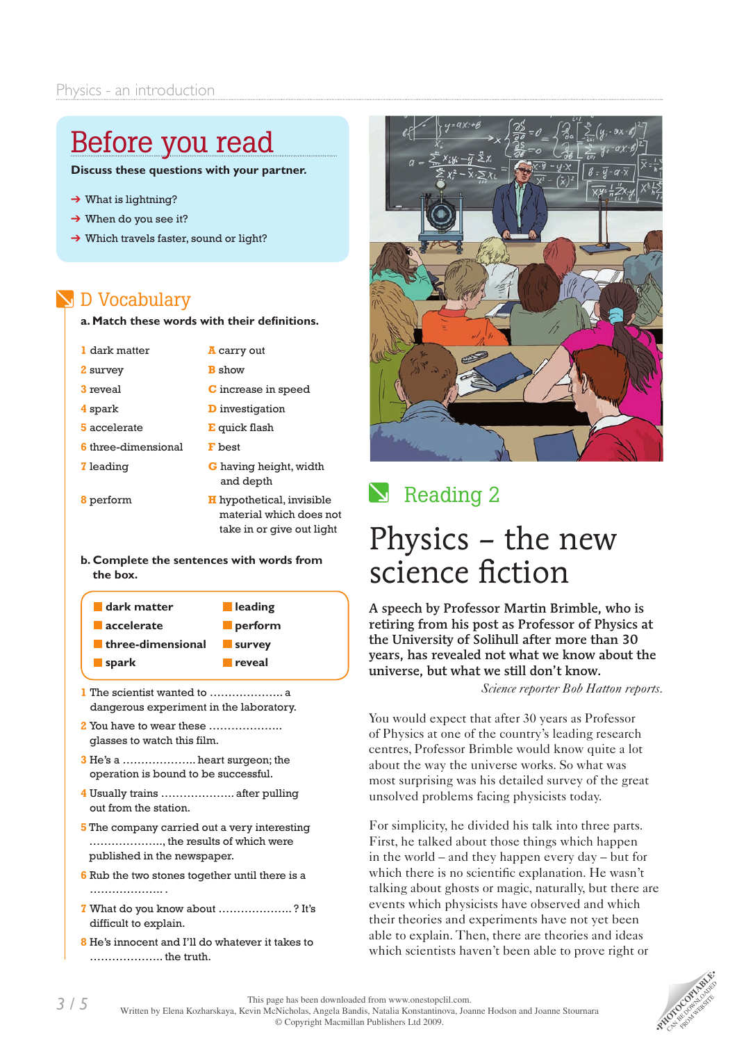# Before you read

**Discuss these questions with your partner.**

- What is lightning?
- When do you see it?
- Which travels faster, sound or light?

## D Vocabulary

**a. Match these words with their definitions.**

| | |
|---|---|
| 1 dark matter | A carry out |
| 2 survey | B show |
| 3 reveal | C increase in speed |
| 4 spark | D investigation |
| 5 accelerate | E quick flash |
| 6 three-dimensional | F best |
| 7 leading | G having height, width and depth |
| 8 perform | H hypothetical, invisible material which does not take in or give out light |

**b. Complete the sentences with words from the box.**

| | |
|---|---|
| **dark matter** | **leading** |
| **accelerate** | **perform** |
| **three-dimensional** | **survey** |
| **spark** | **reveal** |

1 The scientist wanted to .................... a dangerous experiment in the laboratory.

2 You have to wear these .................... glasses to watch this film.

3 He's a .................... heart surgeon; the operation is bound to be successful.

4 Usually trains .................... after pulling out from the station.

5 The company carried out a very interesting ...................., the results of which were published in the newspaper.

6 Rub the two stones together until there is a .................... .

7 What do you know about .................... ? It's difficult to explain.

8 He's innocent and I'll do whatever it takes to .................... the truth.

## Reading 2

# Physics – the new science fiction

**A speech by Professor Martin Brimble, who is retiring from his post as Professor of Physics at the University of Solihull after more than 30 years, has revealed not what we know about the universe, but what we still don't know.**

*Science reporter Bob Hatton reports.*

You would expect that after 30 years as Professor of Physics at one of the country's leading research centres, Professor Brimble would know quite a lot about the way the universe works. So what was most surprising was his detailed survey of the great unsolved problems facing physicists today.

For simplicity, he divided his talk into three parts. First, he talked about those things which happen in the world – and they happen every day – but for which there is no scientific explanation. He wasn't talking about ghosts or magic, naturally, but there are events which physicists have observed and which their theories and experiments have not yet been able to explain. Then, there are theories and ideas which scientists haven't been able to prove right or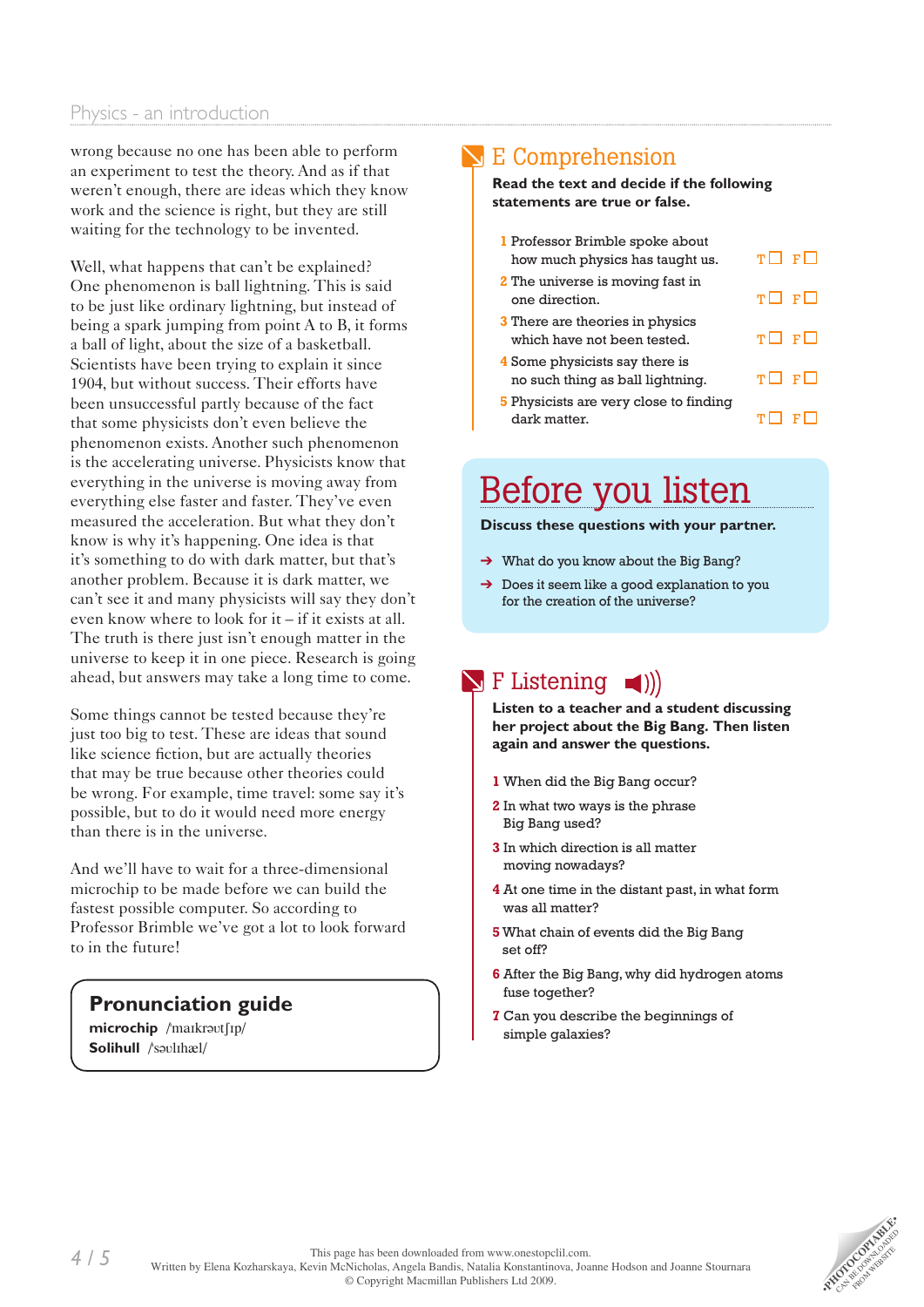wrong because no one has been able to perform an experiment to test the theory. And as if that weren't enough, there are ideas which they know work and the science is right, but they are still waiting for the technology to be invented.

Well, what happens that can't be explained? One phenomenon is ball lightning. This is said to be just like ordinary lightning, but instead of being a spark jumping from point A to B, it forms a ball of light, about the size of a basketball. Scientists have been trying to explain it since 1904, but without success. Their efforts have been unsuccessful partly because of the fact that some physicists don't even believe the phenomenon exists. Another such phenomenon is the accelerating universe. Physicists know that everything in the universe is moving away from everything else faster and faster. They've even measured the acceleration. But what they don't know is why it's happening. One idea is that it's something to do with dark matter, but that's another problem. Because it is dark matter, we can't see it and many physicists will say they don't even know where to look for it – if it exists at all. The truth is there just isn't enough matter in the universe to keep it in one piece. Research is going ahead, but answers may take a long time to come.

Some things cannot be tested because they're just too big to test. These are ideas that sound like science fiction, but are actually theories that may be true because other theories could be wrong. For example, time travel: some say it's possible, but to do it would need more energy than there is in the universe.

And we'll have to wait for a three-dimensional microchip to be made before we can build the fastest possible computer. So according to Professor Brimble we've got a lot to look forward to in the future!

## Pronunciation guide

**microchip** /maɪkrəʊtʃɪp/
**Solihull** /səʊlɪhæl/

## E Comprehension

**Read the text and decide if the following statements are true or false.**

1 Professor Brimble spoke about how much physics has taught us. T ☐ F ☐
2 The universe is moving fast in one direction. T ☐ F ☐
3 There are theories in physics which have not been tested. T ☐ F ☐
4 Some physicists say there is no such thing as ball lightning. T ☐ F ☐
5 Physicists are very close to finding dark matter. T ☐ F ☐

# Before you listen

**Discuss these questions with your partner.**

- What do you know about the Big Bang?
- Does it seem like a good explanation to you for the creation of the universe?

## F Listening

**Listen to a teacher and a student discussing her project about the Big Bang. Then listen again and answer the questions.**

1 When did the Big Bang occur?
2 In what two ways is the phrase Big Bang used?
3 In which direction is all matter moving nowadays?
4 At one time in the distant past, in what form was all matter?
5 What chain of events did the Big Bang set off?
6 After the Big Bang, why did hydrogen atoms fuse together?
7 Can you describe the beginnings of simple galaxies?

This page has been downloaded from www.onestopclil.com.
Written by Elena Kozharskaya, Kevin McNicholas, Angela Bandis, Natalia Konstantinova, Joanne Hodson and Joanne Stournara
© Copyright Macmillan Publishers Ltd 2009.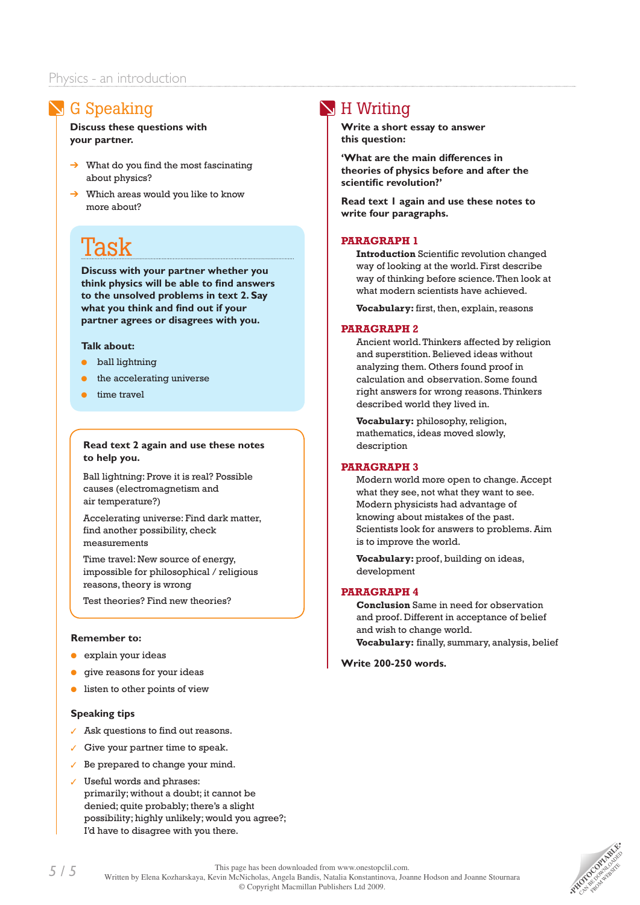## G Speaking

**Discuss these questions with your partner.**

- What do you find the most fascinating about physics?
- Which areas would you like to know more about?

# Task

**Discuss with your partner whether you think physics will be able to find answers to the unsolved problems in text 2. Say what you think and find out if your partner agrees or disagrees with you.**

**Talk about:**

- ball lightning
- the accelerating universe
- time travel

**Read text 2 again and use these notes to help you.**

Ball lightning: Prove it is real? Possible causes (electromagnetism and air temperature?)

Accelerating universe: Find dark matter, find another possibility, check measurements

Time travel: New source of energy, impossible for philosophical / religious reasons, theory is wrong

Test theories? Find new theories?

**Remember to:**

- explain your ideas
- give reasons for your ideas
- listen to other points of view

**Speaking tips**

- Ask questions to find out reasons.
- Give your partner time to speak.
- Be prepared to change your mind.
- Useful words and phrases: primarily; without a doubt; it cannot be denied; quite probably; there's a slight possibility; highly unlikely; would you agree?; I'd have to disagree with you there.

## H Writing

**Write a short essay to answer this question:**

**'What are the main differences in theories of physics before and after the scientific revolution?'**

**Read text 1 again and use these notes to write four paragraphs.**

**PARAGRAPH 1**

**Introduction** Scientific revolution changed way of looking at the world. First describe way of thinking before science. Then look at what modern scientists have achieved.

**Vocabulary:** first, then, explain, reasons

**PARAGRAPH 2**

Ancient world. Thinkers affected by religion and superstition. Believed ideas without analyzing them. Others found proof in calculation and observation. Some found right answers for wrong reasons. Thinkers described world they lived in.

**Vocabulary:** philosophy, religion, mathematics, ideas moved slowly, description

**PARAGRAPH 3**

Modern world more open to change. Accept what they see, not what they want to see. Modern physicists had advantage of knowing about mistakes of the past. Scientists look for answers to problems. Aim is to improve the world.

**Vocabulary:** proof, building on ideas, development

**PARAGRAPH 4**

**Conclusion** Same in need for observation and proof. Different in acceptance of belief and wish to change world.
**Vocabulary:** finally, summary, analysis, belief

**Write 200-250 words.**

This page has been downloaded from www.onestopclil.com.
Written by Elena Kozharskaya, Kevin McNicholas, Angela Bandis, Natalia Konstantinova, Joanne Hodson and Joanne Stournara
© Copyright Macmillan Publishers Ltd 2009.